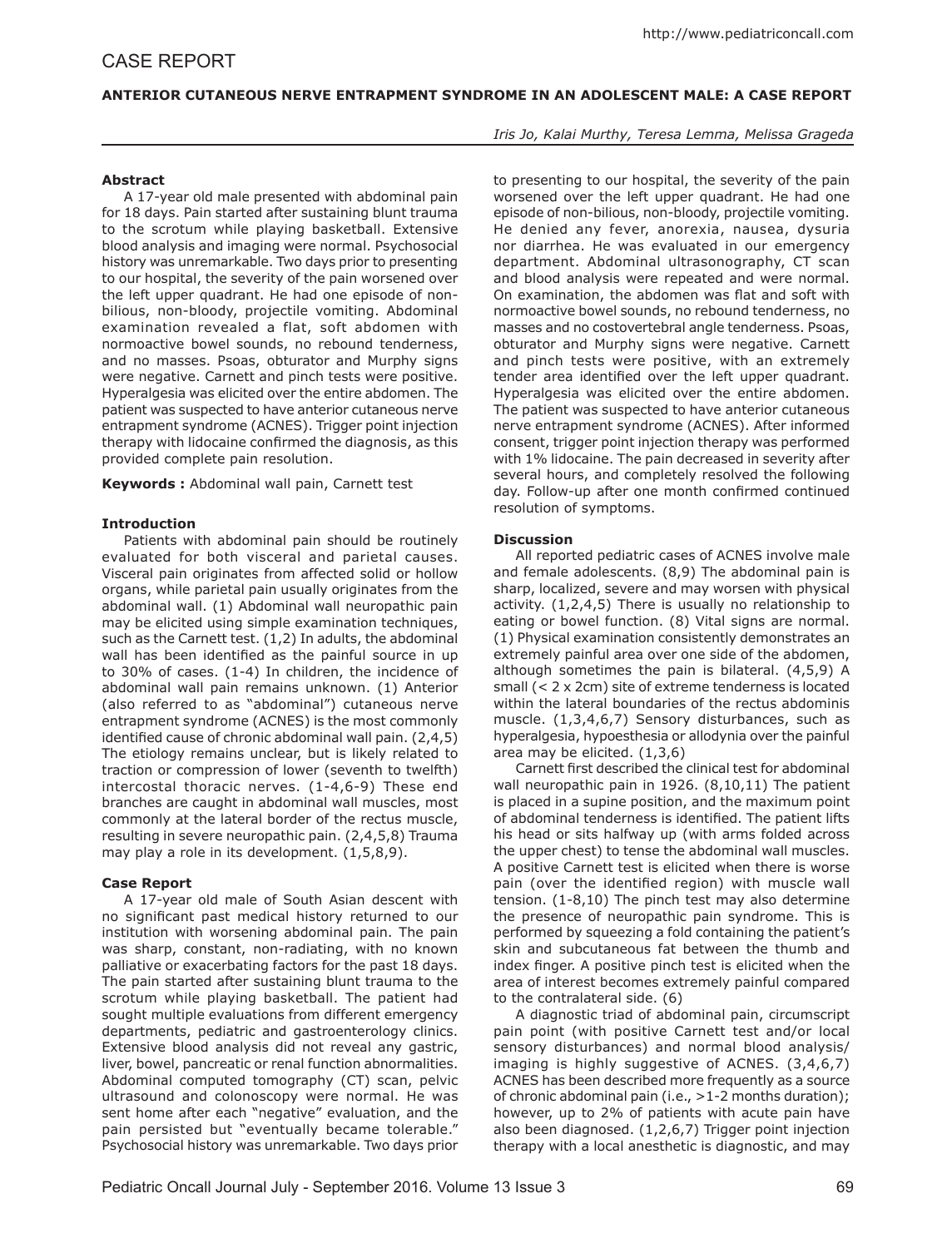CASE REPORT

# ANTERIOR CUTANEOUS NERVE ENTRAPMENT SYNDROME IN AN ADOLESCENT MALE: A CASE REPORT

*Iris Jo, Kalai Murthy, Teresa Lemma, Melissa Grageda*

**Abstract**

A 17-year old male presented with abdominal pain for 18 days. Pain started after sustaining blunt trauma to the scrotum while playing basketball. Extensive blood analysis and imaging were normal. Psychosocial history was unremarkable. Two days prior to presenting to our hospital, the severity of the pain worsened over the left upper quadrant. He had one episode of non-bilious, non-bloody, projectile vomiting. Abdominal examination revealed a flat, soft abdomen with normoactive bowel sounds, no rebound tenderness, and no masses. Psoas, obturator and Murphy signs were negative. Carnett and pinch tests were positive. Hyperalgesia was elicited over the entire abdomen. The patient was suspected to have anterior cutaneous nerve entrapment syndrome (ACNES). Trigger point injection therapy with lidocaine confirmed the diagnosis, as this provided complete pain resolution.

**Keywords :** Abdominal wall pain, Carnett test

**Introduction**

Patients with abdominal pain should be routinely evaluated for both visceral and parietal causes. Visceral pain originates from affected solid or hollow organs, while parietal pain usually originates from the abdominal wall. (1) Abdominal wall neuropathic pain may be elicited using simple examination techniques, such as the Carnett test. (1,2) In adults, the abdominal wall has been identified as the painful source in up to 30% of cases. (1-4) In children, the incidence of abdominal wall pain remains unknown. (1) Anterior (also referred to as "abdominal") cutaneous nerve entrapment syndrome (ACNES) is the most commonly identified cause of chronic abdominal wall pain. (2,4,5) The etiology remains unclear, but is likely related to traction or compression of lower (seventh to twelfth) intercostal thoracic nerves. (1-4,6-9) These end branches are caught in abdominal wall muscles, most commonly at the lateral border of the rectus muscle, resulting in severe neuropathic pain. (2,4,5,8) Trauma may play a role in its development. (1,5,8,9).

**Case Report**

A 17-year old male of South Asian descent with no significant past medical history returned to our institution with worsening abdominal pain. The pain was sharp, constant, non-radiating, with no known palliative or exacerbating factors for the past 18 days. The pain started after sustaining blunt trauma to the scrotum while playing basketball. The patient had sought multiple evaluations from different emergency departments, pediatric and gastroenterology clinics. Extensive blood analysis did not reveal any gastric, liver, bowel, pancreatic or renal function abnormalities. Abdominal computed tomography (CT) scan, pelvic ultrasound and colonoscopy were normal. He was sent home after each "negative" evaluation, and the pain persisted but "eventually became tolerable." Psychosocial history was unremarkable. Two days prior to presenting to our hospital, the severity of the pain worsened over the left upper quadrant. He had one episode of non-bilious, non-bloody, projectile vomiting. He denied any fever, anorexia, nausea, dysuria nor diarrhea. He was evaluated in our emergency department. Abdominal ultrasonography, CT scan and blood analysis were repeated and were normal. On examination, the abdomen was flat and soft with normoactive bowel sounds, no rebound tenderness, no masses and no costovertebral angle tenderness. Psoas, obturator and Murphy signs were negative. Carnett and pinch tests were positive, with an extremely tender area identified over the left upper quadrant. Hyperalgesia was elicited over the entire abdomen. The patient was suspected to have anterior cutaneous nerve entrapment syndrome (ACNES). After informed consent, trigger point injection therapy was performed with 1% lidocaine. The pain decreased in severity after several hours, and completely resolved the following day. Follow-up after one month confirmed continued resolution of symptoms.

**Discussion**

All reported pediatric cases of ACNES involve male and female adolescents. (8,9) The abdominal pain is sharp, localized, severe and may worsen with physical activity. (1,2,4,5) There is usually no relationship to eating or bowel function. (8) Vital signs are normal. (1) Physical examination consistently demonstrates an extremely painful area over one side of the abdomen, although sometimes the pain is bilateral. (4,5,9) A small (< 2 x 2cm) site of extreme tenderness is located within the lateral boundaries of the rectus abdominis muscle. (1,3,4,6,7) Sensory disturbances, such as hyperalgesia, hypoesthesia or allodynia over the painful area may be elicited. (1,3,6)

Carnett first described the clinical test for abdominal wall neuropathic pain in 1926. (8,10,11) The patient is placed in a supine position, and the maximum point of abdominal tenderness is identified. The patient lifts his head or sits halfway up (with arms folded across the upper chest) to tense the abdominal wall muscles. A positive Carnett test is elicited when there is worse pain (over the identified region) with muscle wall tension. (1-8,10) The pinch test may also determine the presence of neuropathic pain syndrome. This is performed by squeezing a fold containing the patient's skin and subcutaneous fat between the thumb and index finger. A positive pinch test is elicited when the area of interest becomes extremely painful compared to the contralateral side. (6)

A diagnostic triad of abdominal pain, circumscript pain point (with positive Carnett test and/or local sensory disturbances) and normal blood analysis/imaging is highly suggestive of ACNES. (3,4,6,7) ACNES has been described more frequently as a source of chronic abdominal pain (i.e., >1-2 months duration); however, up to 2% of patients with acute pain have also been diagnosed. (1,2,6,7) Trigger point injection therapy with a local anesthetic is diagnostic, and may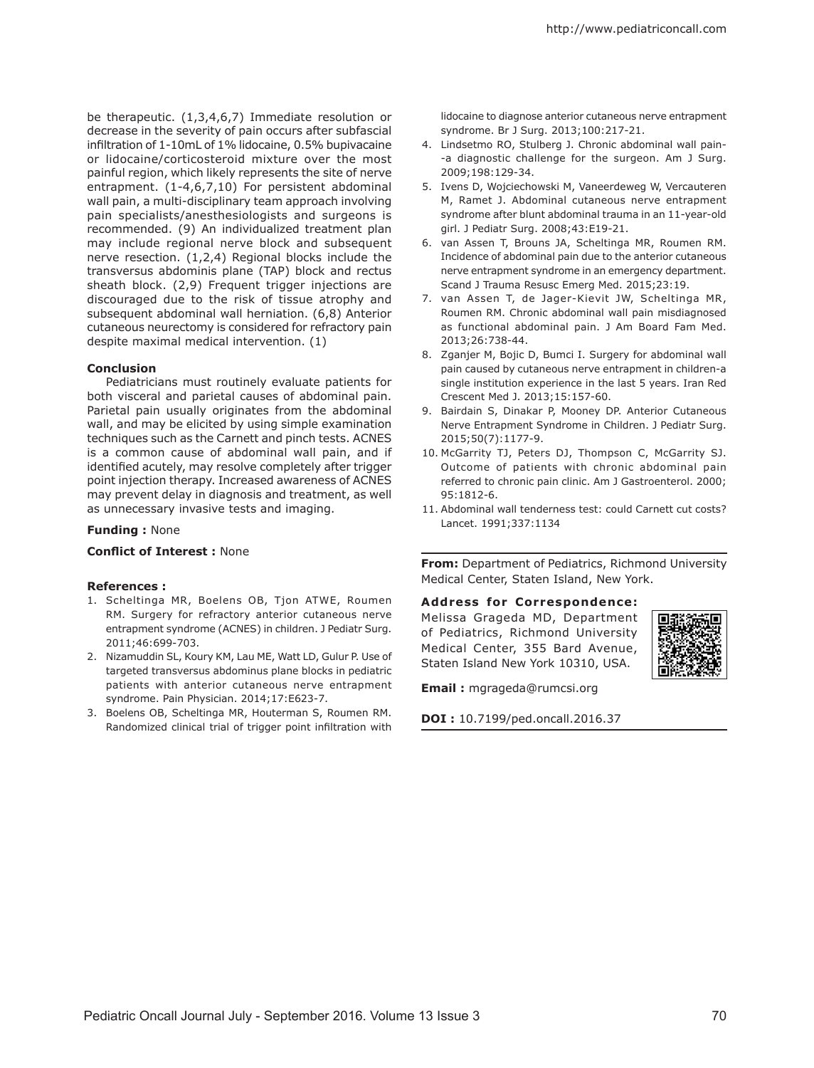be therapeutic. (1,3,4,6,7) Immediate resolution or decrease in the severity of pain occurs after subfascial infiltration of 1-10mL of 1% lidocaine, 0.5% bupivacaine or lidocaine/corticosteroid mixture over the most painful region, which likely represents the site of nerve entrapment. (1-4,6,7,10) For persistent abdominal wall pain, a multi-disciplinary team approach involving pain specialists/anesthesiologists and surgeons is recommended. (9) An individualized treatment plan may include regional nerve block and subsequent nerve resection. (1,2,4) Regional blocks include the transversus abdominis plane (TAP) block and rectus sheath block. (2,9) Frequent trigger injections are discouraged due to the risk of tissue atrophy and subsequent abdominal wall herniation. (6,8) Anterior cutaneous neurectomy is considered for refractory pain despite maximal medical intervention. (1)

## Conclusion

Pediatricians must routinely evaluate patients for both visceral and parietal causes of abdominal pain. Parietal pain usually originates from the abdominal wall, and may be elicited by using simple examination techniques such as the Carnett and pinch tests. ACNES is a common cause of abdominal wall pain, and if identified acutely, may resolve completely after trigger point injection therapy. Increased awareness of ACNES may prevent delay in diagnosis and treatment, as well as unnecessary invasive tests and imaging.

**Funding :** None

**Conflict of Interest :** None

**References :**

1. Scheltinga MR, Boelens OB, Tjon ATWE, Roumen RM. Surgery for refractory anterior cutaneous nerve entrapment syndrome (ACNES) in children. J Pediatr Surg. 2011;46:699-703.
2. Nizamuddin SL, Koury KM, Lau ME, Watt LD, Gulur P. Use of targeted transversus abdominus plane blocks in pediatric patients with anterior cutaneous nerve entrapment syndrome. Pain Physician. 2014;17:E623-7.
3. Boelens OB, Scheltinga MR, Houterman S, Roumen RM. Randomized clinical trial of trigger point infiltration with lidocaine to diagnose anterior cutaneous nerve entrapment syndrome. Br J Surg. 2013;100:217-21.
4. Lindsetmo RO, Stulberg J. Chronic abdominal wall pain--a diagnostic challenge for the surgeon. Am J Surg. 2009;198:129-34.
5. Ivens D, Wojciechowski M, Vaneerdeweg W, Vercauteren M, Ramet J. Abdominal cutaneous nerve entrapment syndrome after blunt abdominal trauma in an 11-year-old girl. J Pediatr Surg. 2008;43:E19-21.
6. van Assen T, Brouns JA, Scheltinga MR, Roumen RM. Incidence of abdominal pain due to the anterior cutaneous nerve entrapment syndrome in an emergency department. Scand J Trauma Resusc Emerg Med. 2015;23:19.
7. van Assen T, de Jager-Kievit JW, Scheltinga MR, Roumen RM. Chronic abdominal wall pain misdiagnosed as functional abdominal pain. J Am Board Fam Med. 2013;26:738-44.
8. Zganjer M, Bojic D, Bumci I. Surgery for abdominal wall pain caused by cutaneous nerve entrapment in children-a single institution experience in the last 5 years. Iran Red Crescent Med J. 2013;15:157-60.
9. Bairdain S, Dinakar P, Mooney DP. Anterior Cutaneous Nerve Entrapment Syndrome in Children. J Pediatr Surg. 2015;50(7):1177-9.
10. McGarrity TJ, Peters DJ, Thompson C, McGarrity SJ. Outcome of patients with chronic abdominal pain referred to chronic pain clinic. Am J Gastroenterol. 2000; 95:1812-6.
11. Abdominal wall tenderness test: could Carnett cut costs? Lancet. 1991;337:1134

**From:** Department of Pediatrics, Richmond University Medical Center, Staten Island, New York.

**Address for Correspondence:**
Melissa Grageda MD, Department of Pediatrics, Richmond University Medical Center, 355 Bard Avenue, Staten Island New York 10310, USA.

**Email :** mgrageda@rumcsi.org

**DOI :** 10.7199/ped.oncall.2016.37